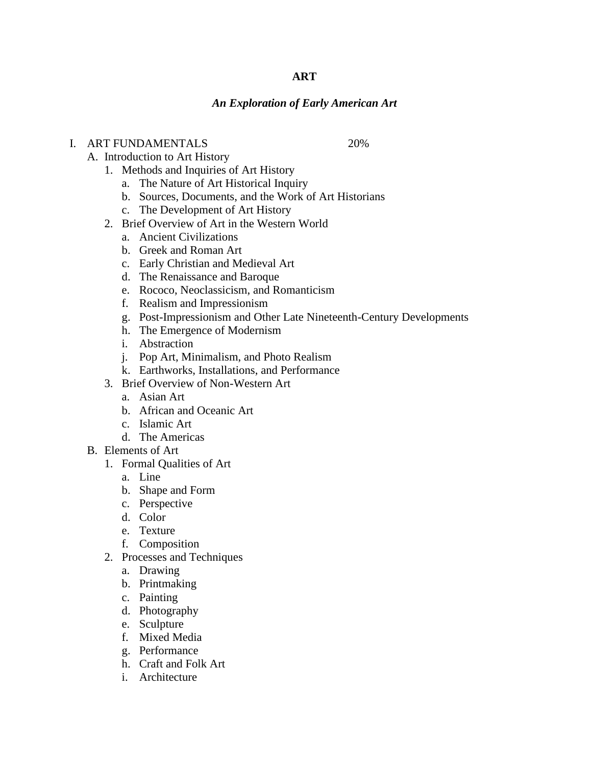# ART

## *An Exploration of Early American Art*

I. ART FUNDAMENTALS 20%
   - A. Introduction to Art History
      1. Methods and Inquiries of Art History
         - a. The Nature of Art Historical Inquiry
         - b. Sources, Documents, and the Work of Art Historians
         - c. The Development of Art History
      2. Brief Overview of Art in the Western World
         - a. Ancient Civilizations
         - b. Greek and Roman Art
         - c. Early Christian and Medieval Art
         - d. The Renaissance and Baroque
         - e. Rococo, Neoclassicism, and Romanticism
         - f. Realism and Impressionism
         - g. Post-Impressionism and Other Late Nineteenth-Century Developments
         - h. The Emergence of Modernism
         - i. Abstraction
         - j. Pop Art, Minimalism, and Photo Realism
         - k. Earthworks, Installations, and Performance
      3. Brief Overview of Non-Western Art
         - a. Asian Art
         - b. African and Oceanic Art
         - c. Islamic Art
         - d. The Americas
   - B. Elements of Art
      1. Formal Qualities of Art
         - a. Line
         - b. Shape and Form
         - c. Perspective
         - d. Color
         - e. Texture
         - f. Composition
      2. Processes and Techniques
         - a. Drawing
         - b. Printmaking
         - c. Painting
         - d. Photography
         - e. Sculpture
         - f. Mixed Media
         - g. Performance
         - h. Craft and Folk Art
         - i. Architecture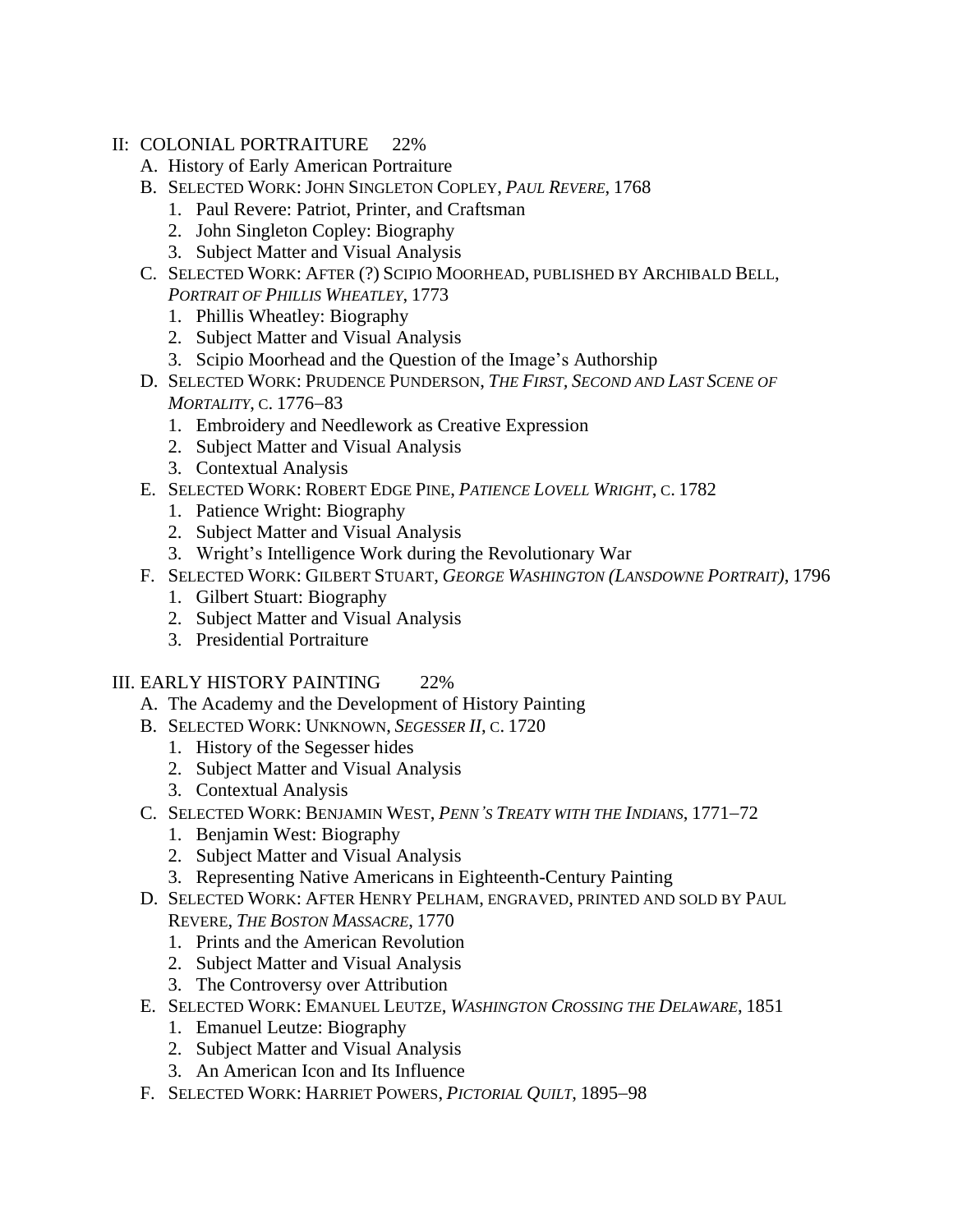II: COLONIAL PORTRAITURE 22%

A. History of Early American Portraiture
B. SELECTED WORK: JOHN SINGLETON COPLEY, *PAUL REVERE*, 1768
   1. Paul Revere: Patriot, Printer, and Craftsman
   2. John Singleton Copley: Biography
   3. Subject Matter and Visual Analysis
C. SELECTED WORK: AFTER (?) SCIPIO MOORHEAD, PUBLISHED BY ARCHIBALD BELL, *PORTRAIT OF PHILLIS WHEATLEY*, 1773
   1. Phillis Wheatley: Biography
   2. Subject Matter and Visual Analysis
   3. Scipio Moorhead and the Question of the Image's Authorship
D. SELECTED WORK: PRUDENCE PUNDERSON, *THE FIRST, SECOND AND LAST SCENE OF MORTALITY*, C. 1776–83
   1. Embroidery and Needlework as Creative Expression
   2. Subject Matter and Visual Analysis
   3. Contextual Analysis
E. SELECTED WORK: ROBERT EDGE PINE, *PATIENCE LOVELL WRIGHT*, C. 1782
   1. Patience Wright: Biography
   2. Subject Matter and Visual Analysis
   3. Wright's Intelligence Work during the Revolutionary War
F. SELECTED WORK: GILBERT STUART, *GEORGE WASHINGTON (LANSDOWNE PORTRAIT)*, 1796
   1. Gilbert Stuart: Biography
   2. Subject Matter and Visual Analysis
   3. Presidential Portraiture

III. EARLY HISTORY PAINTING 22%

A. The Academy and the Development of History Painting
B. SELECTED WORK: UNKNOWN, *SEGESSER II*, C. 1720
   1. History of the Segesser hides
   2. Subject Matter and Visual Analysis
   3. Contextual Analysis
C. SELECTED WORK: BENJAMIN WEST, *PENN'S TREATY WITH THE INDIANS*, 1771–72
   1. Benjamin West: Biography
   2. Subject Matter and Visual Analysis
   3. Representing Native Americans in Eighteenth-Century Painting
D. SELECTED WORK: AFTER HENRY PELHAM, ENGRAVED, PRINTED AND SOLD BY PAUL REVERE, *THE BOSTON MASSACRE*, 1770
   1. Prints and the American Revolution
   2. Subject Matter and Visual Analysis
   3. The Controversy over Attribution
E. SELECTED WORK: EMANUEL LEUTZE, *WASHINGTON CROSSING THE DELAWARE*, 1851
   1. Emanuel Leutze: Biography
   2. Subject Matter and Visual Analysis
   3. An American Icon and Its Influence
F. SELECTED WORK: HARRIET POWERS, *PICTORIAL QUILT*, 1895–98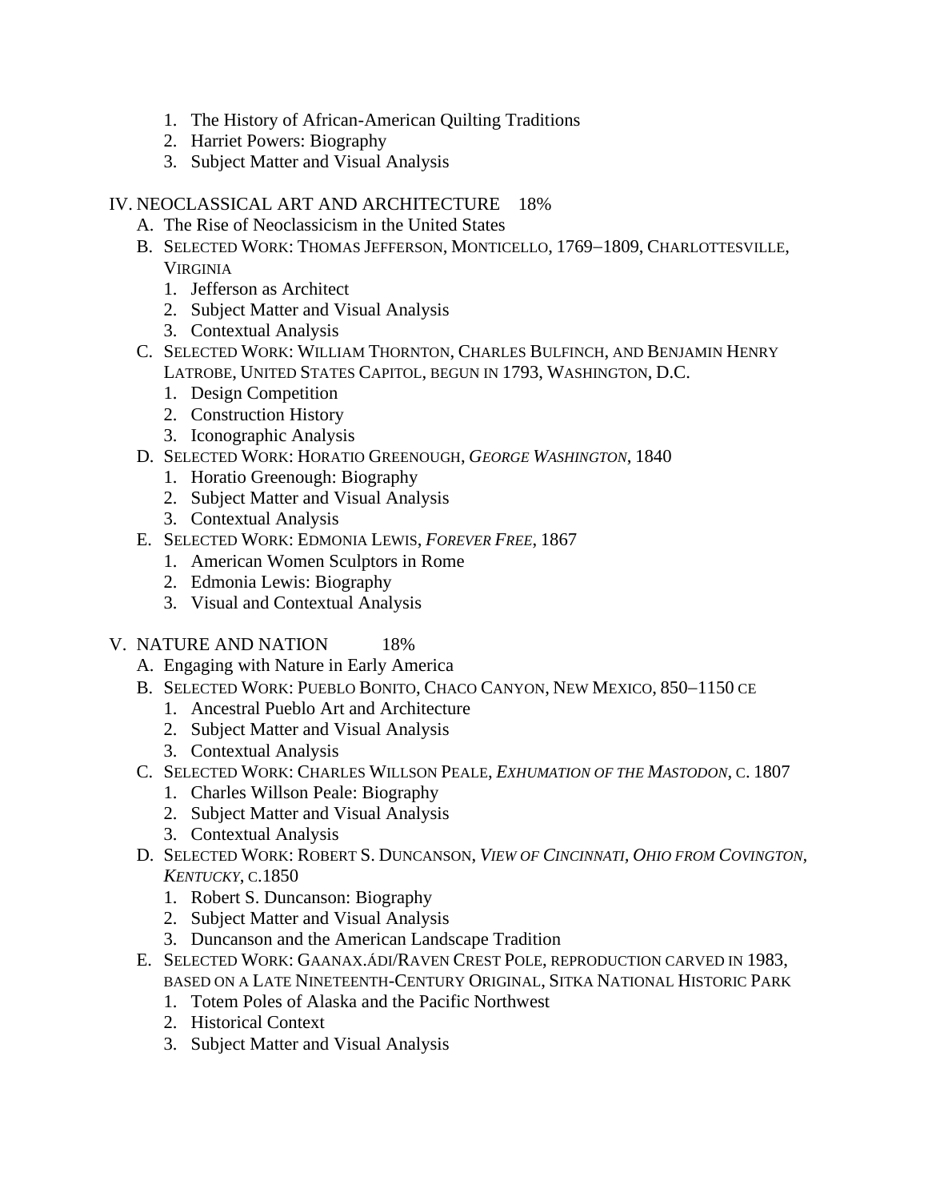1. The History of African-American Quilting Traditions
   2. Harriet Powers: Biography
   3. Subject Matter and Visual Analysis

IV. NEOCLASSICAL ART AND ARCHITECTURE 18%
   A. The Rise of Neoclassicism in the United States
   B. SELECTED WORK: THOMAS JEFFERSON, MONTICELLO, 1769–1809, CHARLOTTESVILLE, VIRGINIA
      1. Jefferson as Architect
      2. Subject Matter and Visual Analysis
      3. Contextual Analysis
   C. SELECTED WORK: WILLIAM THORNTON, CHARLES BULFINCH, AND BENJAMIN HENRY LATROBE, UNITED STATES CAPITOL, BEGUN IN 1793, WASHINGTON, D.C.
      1. Design Competition
      2. Construction History
      3. Iconographic Analysis
   D. SELECTED WORK: HORATIO GREENOUGH, *GEORGE WASHINGTON*, 1840
      1. Horatio Greenough: Biography
      2. Subject Matter and Visual Analysis
      3. Contextual Analysis
   E. SELECTED WORK: EDMONIA LEWIS, *FOREVER FREE*, 1867
      1. American Women Sculptors in Rome
      2. Edmonia Lewis: Biography
      3. Visual and Contextual Analysis

V. NATURE AND NATION 18%
   A. Engaging with Nature in Early America
   B. SELECTED WORK: PUEBLO BONITO, CHACO CANYON, NEW MEXICO, 850–1150 CE
      1. Ancestral Pueblo Art and Architecture
      2. Subject Matter and Visual Analysis
      3. Contextual Analysis
   C. SELECTED WORK: CHARLES WILLSON PEALE, *EXHUMATION OF THE MASTODON*, C. 1807
      1. Charles Willson Peale: Biography
      2. Subject Matter and Visual Analysis
      3. Contextual Analysis
   D. SELECTED WORK: ROBERT S. DUNCANSON, *VIEW OF CINCINNATI, OHIO FROM COVINGTON, KENTUCKY*, C.1850
      1. Robert S. Duncanson: Biography
      2. Subject Matter and Visual Analysis
      3. Duncanson and the American Landscape Tradition
   E. SELECTED WORK: GAANAX.ÁDI/RAVEN CREST POLE, REPRODUCTION CARVED IN 1983, BASED ON A LATE NINETEENTH-CENTURY ORIGINAL, SITKA NATIONAL HISTORIC PARK
      1. Totem Poles of Alaska and the Pacific Northwest
      2. Historical Context
      3. Subject Matter and Visual Analysis